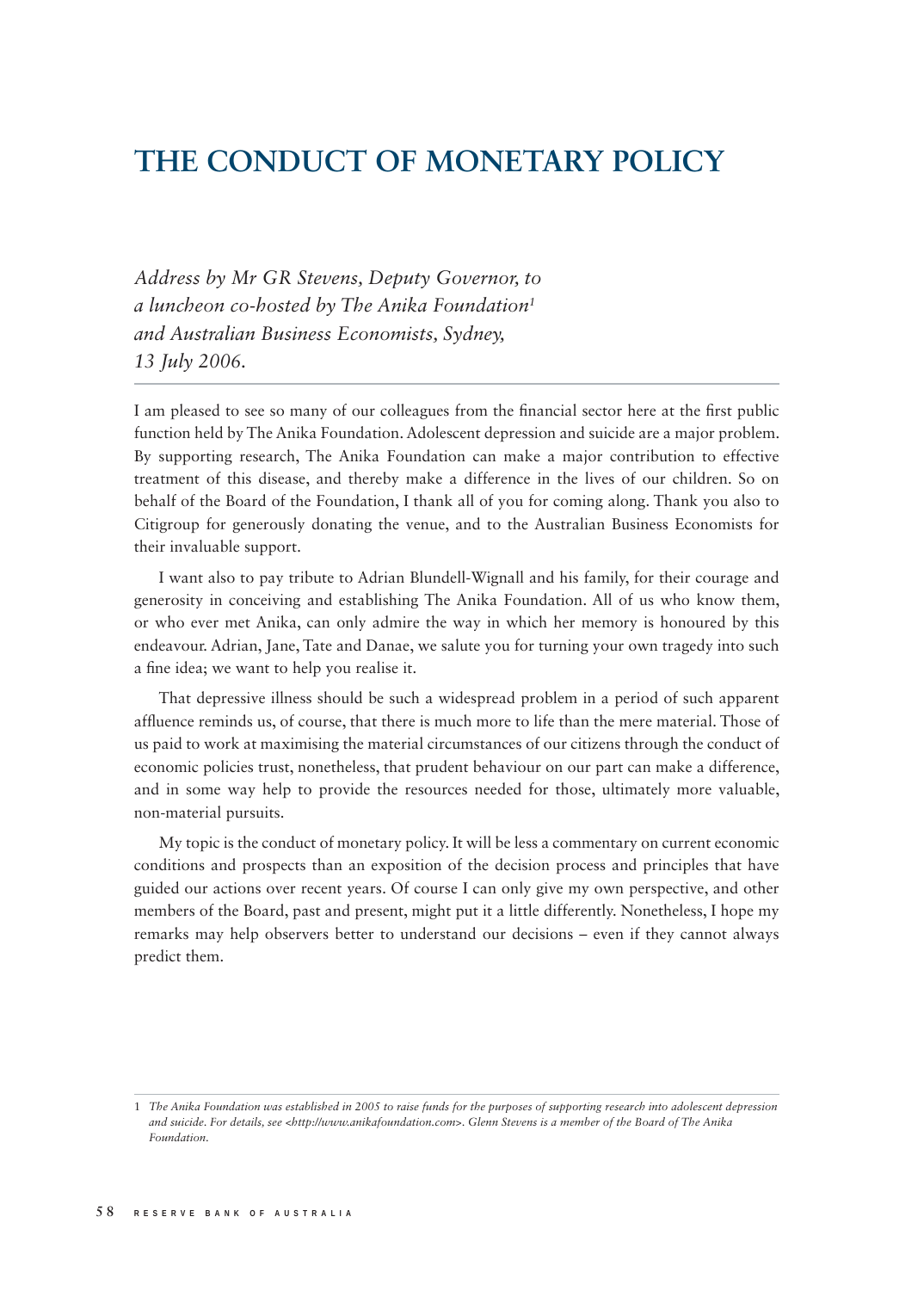# THE CONDUCT OF MONETARY POLICY

*Address by Mr GR Stevens, Deputy Governor, to a luncheon co-hosted by The Anika Foundation[1] and Australian Business Economists, Sydney, 13 July 2006.*

I am pleased to see so many of our colleagues from the financial sector here at the first public function held by The Anika Foundation. Adolescent depression and suicide are a major problem. By supporting research, The Anika Foundation can make a major contribution to effective treatment of this disease, and thereby make a difference in the lives of our children. So on behalf of the Board of the Foundation, I thank all of you for coming along. Thank you also to Citigroup for generously donating the venue, and to the Australian Business Economists for their invaluable support.

I want also to pay tribute to Adrian Blundell-Wignall and his family, for their courage and generosity in conceiving and establishing The Anika Foundation. All of us who know them, or who ever met Anika, can only admire the way in which her memory is honoured by this endeavour. Adrian, Jane, Tate and Danae, we salute you for turning your own tragedy into such a fine idea; we want to help you realise it.

That depressive illness should be such a widespread problem in a period of such apparent affluence reminds us, of course, that there is much more to life than the mere material. Those of us paid to work at maximising the material circumstances of our citizens through the conduct of economic policies trust, nonetheless, that prudent behaviour on our part can make a difference, and in some way help to provide the resources needed for those, ultimately more valuable, non-material pursuits.

My topic is the conduct of monetary policy. It will be less a commentary on current economic conditions and prospects than an exposition of the decision process and principles that have guided our actions over recent years. Of course I can only give my own perspective, and other members of the Board, past and present, might put it a little differently. Nonetheless, I hope my remarks may help observers better to understand our decisions – even if they cannot always predict them.

---

1 *The Anika Foundation was established in 2005 to raise funds for the purposes of supporting research into adolescent depression and suicide. For details, see <http://www.anikafoundation.com>. Glenn Stevens is a member of the Board of The Anika Foundation.*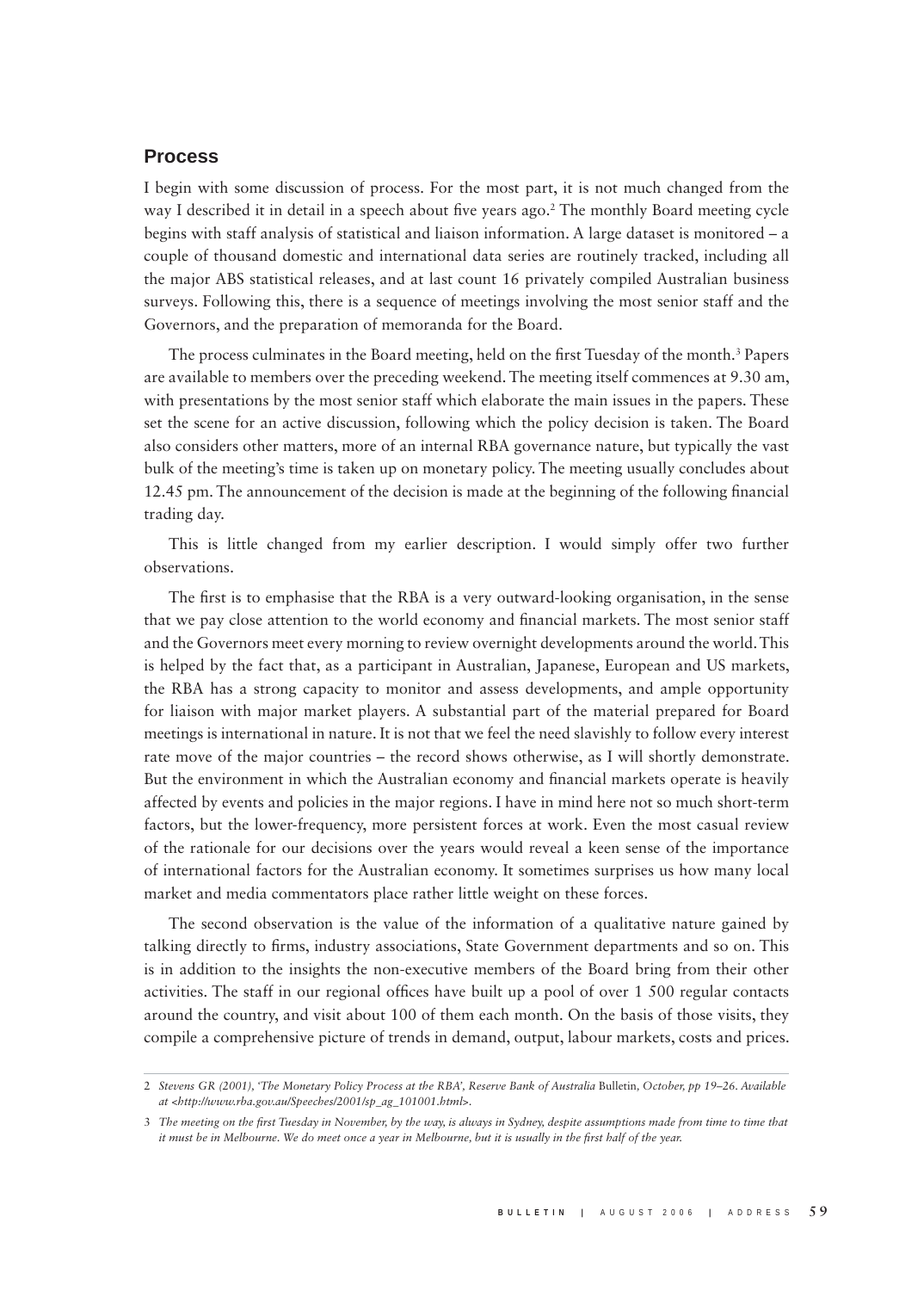## Process

I begin with some discussion of process. For the most part, it is not much changed from the way I described it in detail in a speech about five years ago.[2] The monthly Board meeting cycle begins with staff analysis of statistical and liaison information. A large dataset is monitored – a couple of thousand domestic and international data series are routinely tracked, including all the major ABS statistical releases, and at last count 16 privately compiled Australian business surveys. Following this, there is a sequence of meetings involving the most senior staff and the Governors, and the preparation of memoranda for the Board.

The process culminates in the Board meeting, held on the first Tuesday of the month.[3] Papers are available to members over the preceding weekend. The meeting itself commences at 9.30 am, with presentations by the most senior staff which elaborate the main issues in the papers. These set the scene for an active discussion, following which the policy decision is taken. The Board also considers other matters, more of an internal RBA governance nature, but typically the vast bulk of the meeting's time is taken up on monetary policy. The meeting usually concludes about 12.45 pm. The announcement of the decision is made at the beginning of the following financial trading day.

This is little changed from my earlier description. I would simply offer two further observations.

The first is to emphasise that the RBA is a very outward-looking organisation, in the sense that we pay close attention to the world economy and financial markets. The most senior staff and the Governors meet every morning to review overnight developments around the world. This is helped by the fact that, as a participant in Australian, Japanese, European and US markets, the RBA has a strong capacity to monitor and assess developments, and ample opportunity for liaison with major market players. A substantial part of the material prepared for Board meetings is international in nature. It is not that we feel the need slavishly to follow every interest rate move of the major countries – the record shows otherwise, as I will shortly demonstrate. But the environment in which the Australian economy and financial markets operate is heavily affected by events and policies in the major regions. I have in mind here not so much short-term factors, but the lower-frequency, more persistent forces at work. Even the most casual review of the rationale for our decisions over the years would reveal a keen sense of the importance of international factors for the Australian economy. It sometimes surprises us how many local market and media commentators place rather little weight on these forces.

The second observation is the value of the information of a qualitative nature gained by talking directly to firms, industry associations, State Government departments and so on. This is in addition to the insights the non-executive members of the Board bring from their other activities. The staff in our regional offices have built up a pool of over 1 500 regular contacts around the country, and visit about 100 of them each month. On the basis of those visits, they compile a comprehensive picture of trends in demand, output, labour markets, costs and prices.

---

2 *Stevens GR (2001), 'The Monetary Policy Process at the RBA', Reserve Bank of Australia* Bulletin*, October, pp 19–26. Available at <http://www.rba.gov.au/Speeches/2001/sp_ag_101001.html>.*

3 *The meeting on the first Tuesday in November, by the way, is always in Sydney, despite assumptions made from time to time that it must be in Melbourne. We do meet once a year in Melbourne, but it is usually in the first half of the year.*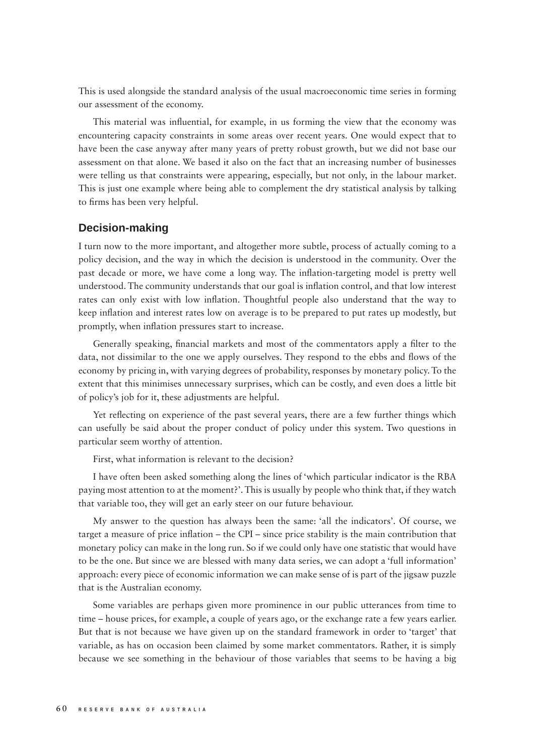This is used alongside the standard analysis of the usual macroeconomic time series in forming our assessment of the economy.

This material was influential, for example, in us forming the view that the economy was encountering capacity constraints in some areas over recent years. One would expect that to have been the case anyway after many years of pretty robust growth, but we did not base our assessment on that alone. We based it also on the fact that an increasing number of businesses were telling us that constraints were appearing, especially, but not only, in the labour market. This is just one example where being able to complement the dry statistical analysis by talking to firms has been very helpful.

## Decision-making

I turn now to the more important, and altogether more subtle, process of actually coming to a policy decision, and the way in which the decision is understood in the community. Over the past decade or more, we have come a long way. The inflation-targeting model is pretty well understood. The community understands that our goal is inflation control, and that low interest rates can only exist with low inflation. Thoughtful people also understand that the way to keep inflation and interest rates low on average is to be prepared to put rates up modestly, but promptly, when inflation pressures start to increase.

Generally speaking, financial markets and most of the commentators apply a filter to the data, not dissimilar to the one we apply ourselves. They respond to the ebbs and flows of the economy by pricing in, with varying degrees of probability, responses by monetary policy. To the extent that this minimises unnecessary surprises, which can be costly, and even does a little bit of policy's job for it, these adjustments are helpful.

Yet reflecting on experience of the past several years, there are a few further things which can usefully be said about the proper conduct of policy under this system. Two questions in particular seem worthy of attention.

First, what information is relevant to the decision?

I have often been asked something along the lines of 'which particular indicator is the RBA paying most attention to at the moment?'. This is usually by people who think that, if they watch that variable too, they will get an early steer on our future behaviour.

My answer to the question has always been the same: 'all the indicators'. Of course, we target a measure of price inflation – the CPI – since price stability is the main contribution that monetary policy can make in the long run. So if we could only have one statistic that would have to be the one. But since we are blessed with many data series, we can adopt a 'full information' approach: every piece of economic information we can make sense of is part of the jigsaw puzzle that is the Australian economy.

Some variables are perhaps given more prominence in our public utterances from time to time – house prices, for example, a couple of years ago, or the exchange rate a few years earlier. But that is not because we have given up on the standard framework in order to 'target' that variable, as has on occasion been claimed by some market commentators. Rather, it is simply because we see something in the behaviour of those variables that seems to be having a big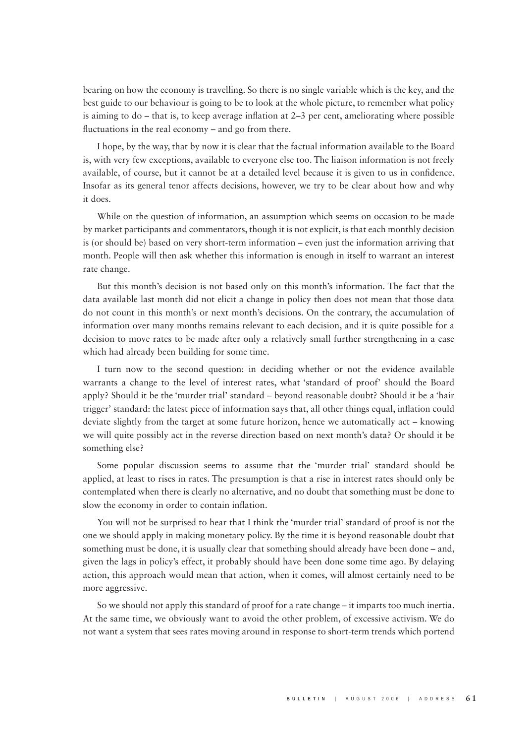bearing on how the economy is travelling. So there is no single variable which is the key, and the best guide to our behaviour is going to be to look at the whole picture, to remember what policy is aiming to do – that is, to keep average inflation at 2–3 per cent, ameliorating where possible fluctuations in the real economy – and go from there.

I hope, by the way, that by now it is clear that the factual information available to the Board is, with very few exceptions, available to everyone else too. The liaison information is not freely available, of course, but it cannot be at a detailed level because it is given to us in confidence. Insofar as its general tenor affects decisions, however, we try to be clear about how and why it does.

While on the question of information, an assumption which seems on occasion to be made by market participants and commentators, though it is not explicit, is that each monthly decision is (or should be) based on very short-term information – even just the information arriving that month. People will then ask whether this information is enough in itself to warrant an interest rate change.

But this month's decision is not based only on this month's information. The fact that the data available last month did not elicit a change in policy then does not mean that those data do not count in this month's or next month's decisions. On the contrary, the accumulation of information over many months remains relevant to each decision, and it is quite possible for a decision to move rates to be made after only a relatively small further strengthening in a case which had already been building for some time.

I turn now to the second question: in deciding whether or not the evidence available warrants a change to the level of interest rates, what 'standard of proof' should the Board apply? Should it be the 'murder trial' standard – beyond reasonable doubt? Should it be a 'hair trigger' standard: the latest piece of information says that, all other things equal, inflation could deviate slightly from the target at some future horizon, hence we automatically act – knowing we will quite possibly act in the reverse direction based on next month's data? Or should it be something else?

Some popular discussion seems to assume that the 'murder trial' standard should be applied, at least to rises in rates. The presumption is that a rise in interest rates should only be contemplated when there is clearly no alternative, and no doubt that something must be done to slow the economy in order to contain inflation.

You will not be surprised to hear that I think the 'murder trial' standard of proof is not the one we should apply in making monetary policy. By the time it is beyond reasonable doubt that something must be done, it is usually clear that something should already have been done – and, given the lags in policy's effect, it probably should have been done some time ago. By delaying action, this approach would mean that action, when it comes, will almost certainly need to be more aggressive.

So we should not apply this standard of proof for a rate change – it imparts too much inertia. At the same time, we obviously want to avoid the other problem, of excessive activism. We do not want a system that sees rates moving around in response to short-term trends which portend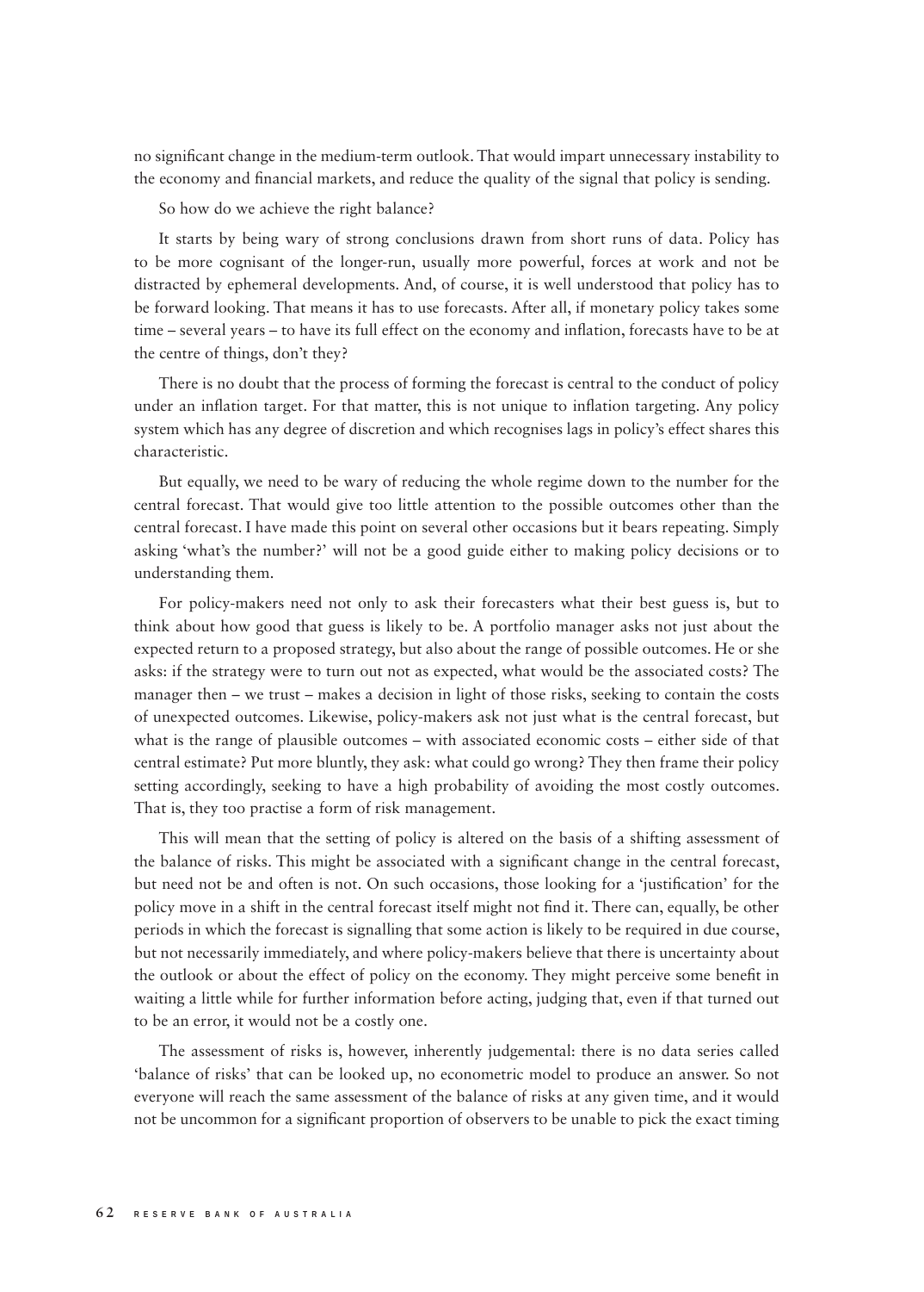no significant change in the medium-term outlook. That would impart unnecessary instability to the economy and financial markets, and reduce the quality of the signal that policy is sending.

So how do we achieve the right balance?

It starts by being wary of strong conclusions drawn from short runs of data. Policy has to be more cognisant of the longer-run, usually more powerful, forces at work and not be distracted by ephemeral developments. And, of course, it is well understood that policy has to be forward looking. That means it has to use forecasts. After all, if monetary policy takes some time – several years – to have its full effect on the economy and inflation, forecasts have to be at the centre of things, don't they?

There is no doubt that the process of forming the forecast is central to the conduct of policy under an inflation target. For that matter, this is not unique to inflation targeting. Any policy system which has any degree of discretion and which recognises lags in policy's effect shares this characteristic.

But equally, we need to be wary of reducing the whole regime down to the number for the central forecast. That would give too little attention to the possible outcomes other than the central forecast. I have made this point on several other occasions but it bears repeating. Simply asking 'what's the number?' will not be a good guide either to making policy decisions or to understanding them.

For policy-makers need not only to ask their forecasters what their best guess is, but to think about how good that guess is likely to be. A portfolio manager asks not just about the expected return to a proposed strategy, but also about the range of possible outcomes. He or she asks: if the strategy were to turn out not as expected, what would be the associated costs? The manager then – we trust – makes a decision in light of those risks, seeking to contain the costs of unexpected outcomes. Likewise, policy-makers ask not just what is the central forecast, but what is the range of plausible outcomes – with associated economic costs – either side of that central estimate? Put more bluntly, they ask: what could go wrong? They then frame their policy setting accordingly, seeking to have a high probability of avoiding the most costly outcomes. That is, they too practise a form of risk management.

This will mean that the setting of policy is altered on the basis of a shifting assessment of the balance of risks. This might be associated with a significant change in the central forecast, but need not be and often is not. On such occasions, those looking for a 'justification' for the policy move in a shift in the central forecast itself might not find it. There can, equally, be other periods in which the forecast is signalling that some action is likely to be required in due course, but not necessarily immediately, and where policy-makers believe that there is uncertainty about the outlook or about the effect of policy on the economy. They might perceive some benefit in waiting a little while for further information before acting, judging that, even if that turned out to be an error, it would not be a costly one.

The assessment of risks is, however, inherently judgemental: there is no data series called 'balance of risks' that can be looked up, no econometric model to produce an answer. So not everyone will reach the same assessment of the balance of risks at any given time, and it would not be uncommon for a significant proportion of observers to be unable to pick the exact timing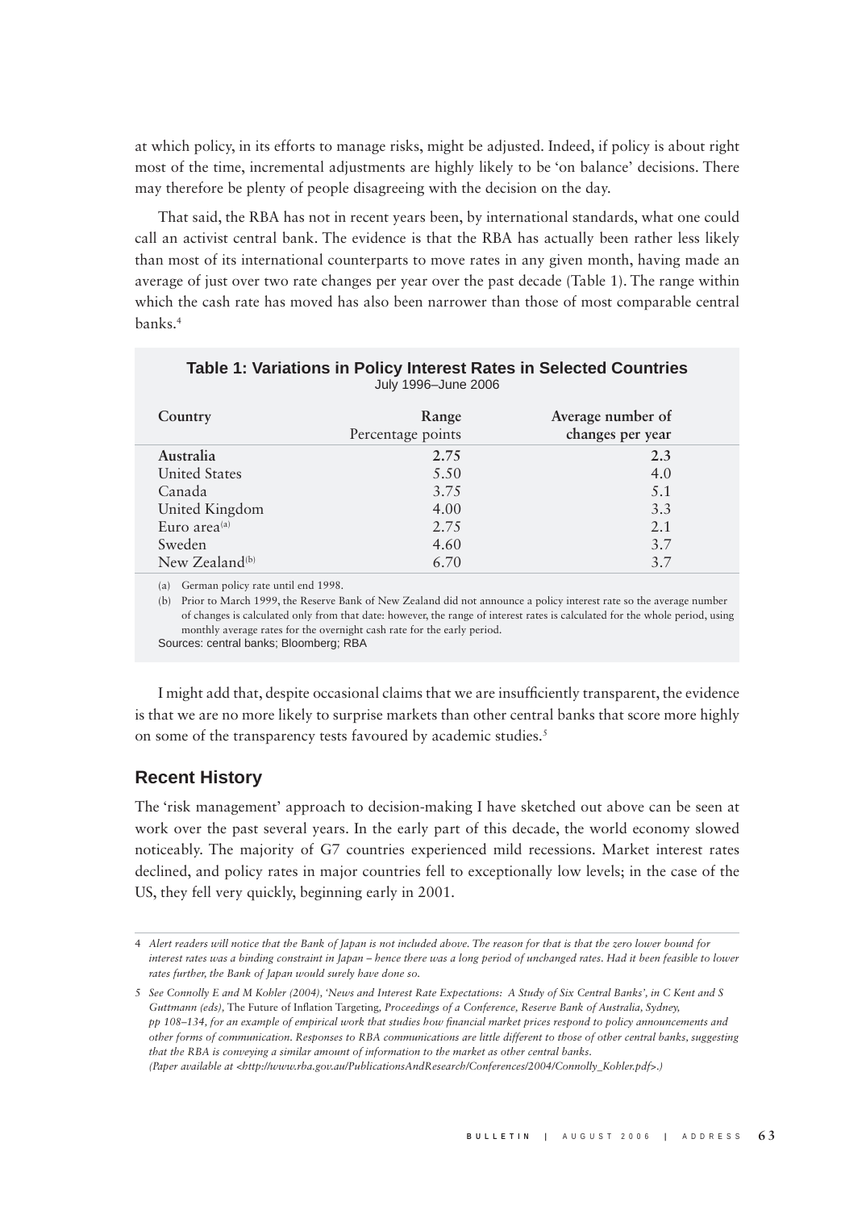at which policy, in its efforts to manage risks, might be adjusted. Indeed, if policy is about right most of the time, incremental adjustments are highly likely to be 'on balance' decisions. There may therefore be plenty of people disagreeing with the decision on the day.

That said, the RBA has not in recent years been, by international standards, what one could call an activist central bank. The evidence is that the RBA has actually been rather less likely than most of its international counterparts to move rates in any given month, having made an average of just over two rate changes per year over the past decade (Table 1). The range within which the cash rate has moved has also been narrower than those of most comparable central banks.[4]

**Table 1: Variations in Policy Interest Rates in Selected Countries**
July 1996–June 2006

| Country | Range<br>Percentage points | Average number of changes per year |
|---|---|---|
| **Australia** | **2.75** | **2.3** |
| United States | 5.50 | 4.0 |
| Canada | 3.75 | 5.1 |
| United Kingdom | 4.00 | 3.3 |
| Euro area[(a)] | 2.75 | 2.1 |
| Sweden | 4.60 | 3.7 |
| New Zealand[(b)] | 6.70 | 3.7 |

(a) German policy rate until end 1998.

(b) Prior to March 1999, the Reserve Bank of New Zealand did not announce a policy interest rate so the average number of changes is calculated only from that date: however, the range of interest rates is calculated for the whole period, using monthly average rates for the overnight cash rate for the early period.

Sources: central banks; Bloomberg; RBA

I might add that, despite occasional claims that we are insufficiently transparent, the evidence is that we are no more likely to surprise markets than other central banks that score more highly on some of the transparency tests favoured by academic studies.[5]

## Recent History

The 'risk management' approach to decision-making I have sketched out above can be seen at work over the past several years. In the early part of this decade, the world economy slowed noticeably. The majority of G7 countries experienced mild recessions. Market interest rates declined, and policy rates in major countries fell to exceptionally low levels; in the case of the US, they fell very quickly, beginning early in 2001.

---

4 *Alert readers will notice that the Bank of Japan is not included above. The reason for that is that the zero lower bound for interest rates was a binding constraint in Japan – hence there was a long period of unchanged rates. Had it been feasible to lower rates further, the Bank of Japan would surely have done so.*

5 *See Connolly E and M Kohler (2004), 'News and Interest Rate Expectations: A Study of Six Central Banks', in C Kent and S Guttmann (eds),* The Future of Inflation Targeting*, Proceedings of a Conference, Reserve Bank of Australia, Sydney, pp 108–134, for an example of empirical work that studies how financial market prices respond to policy announcements and other forms of communication. Responses to RBA communications are little different to those of other central banks, suggesting that the RBA is conveying a similar amount of information to the market as other central banks. (Paper available at <http://www.rba.gov.au/PublicationsAndResearch/Conferences/2004/Connolly_Kohler.pdf>.)*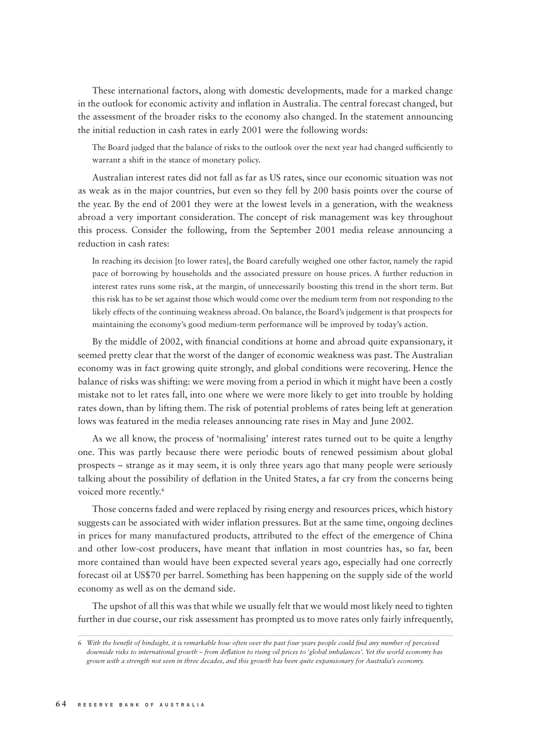These international factors, along with domestic developments, made for a marked change in the outlook for economic activity and inflation in Australia. The central forecast changed, but the assessment of the broader risks to the economy also changed. In the statement announcing the initial reduction in cash rates in early 2001 were the following words:

> The Board judged that the balance of risks to the outlook over the next year had changed sufficiently to warrant a shift in the stance of monetary policy.

Australian interest rates did not fall as far as US rates, since our economic situation was not as weak as in the major countries, but even so they fell by 200 basis points over the course of the year. By the end of 2001 they were at the lowest levels in a generation, with the weakness abroad a very important consideration. The concept of risk management was key throughout this process. Consider the following, from the September 2001 media release announcing a reduction in cash rates:

> In reaching its decision [to lower rates], the Board carefully weighed one other factor, namely the rapid pace of borrowing by households and the associated pressure on house prices. A further reduction in interest rates runs some risk, at the margin, of unnecessarily boosting this trend in the short term. But this risk has to be set against those which would come over the medium term from not responding to the likely effects of the continuing weakness abroad. On balance, the Board's judgement is that prospects for maintaining the economy's good medium-term performance will be improved by today's action.

By the middle of 2002, with financial conditions at home and abroad quite expansionary, it seemed pretty clear that the worst of the danger of economic weakness was past. The Australian economy was in fact growing quite strongly, and global conditions were recovering. Hence the balance of risks was shifting: we were moving from a period in which it might have been a costly mistake not to let rates fall, into one where we were more likely to get into trouble by holding rates down, than by lifting them. The risk of potential problems of rates being left at generation lows was featured in the media releases announcing rate rises in May and June 2002.

As we all know, the process of 'normalising' interest rates turned out to be quite a lengthy one. This was partly because there were periodic bouts of renewed pessimism about global prospects – strange as it may seem, it is only three years ago that many people were seriously talking about the possibility of deflation in the United States, a far cry from the concerns being voiced more recently.[6]

Those concerns faded and were replaced by rising energy and resources prices, which history suggests can be associated with wider inflation pressures. But at the same time, ongoing declines in prices for many manufactured products, attributed to the effect of the emergence of China and other low-cost producers, have meant that inflation in most countries has, so far, been more contained than would have been expected several years ago, especially had one correctly forecast oil at US$70 per barrel. Something has been happening on the supply side of the world economy as well as on the demand side.

The upshot of all this was that while we usually felt that we would most likely need to tighten further in due course, our risk assessment has prompted us to move rates only fairly infrequently,

6 *With the benefit of hindsight, it is remarkable how often over the past four years people could find any number of perceived downside risks to international growth – from deflation to rising oil prices to 'global imbalances'. Yet the world economy has grown with a strength not seen in three decades, and this growth has been quite expansionary for Australia's economy.*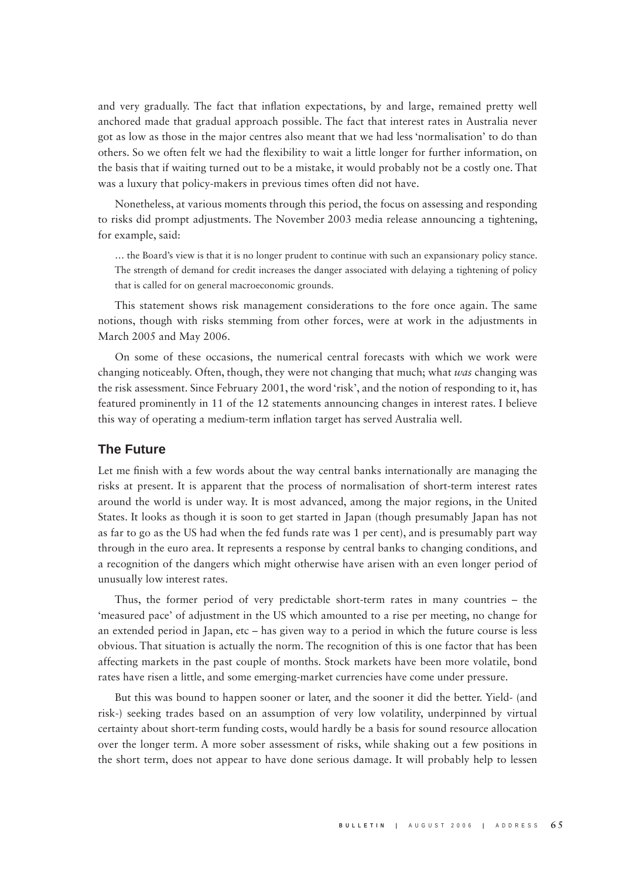and very gradually. The fact that inflation expectations, by and large, remained pretty well anchored made that gradual approach possible. The fact that interest rates in Australia never got as low as those in the major centres also meant that we had less 'normalisation' to do than others. So we often felt we had the flexibility to wait a little longer for further information, on the basis that if waiting turned out to be a mistake, it would probably not be a costly one. That was a luxury that policy-makers in previous times often did not have.

Nonetheless, at various moments through this period, the focus on assessing and responding to risks did prompt adjustments. The November 2003 media release announcing a tightening, for example, said:

> … the Board's view is that it is no longer prudent to continue with such an expansionary policy stance. The strength of demand for credit increases the danger associated with delaying a tightening of policy that is called for on general macroeconomic grounds.

This statement shows risk management considerations to the fore once again. The same notions, though with risks stemming from other forces, were at work in the adjustments in March 2005 and May 2006.

On some of these occasions, the numerical central forecasts with which we work were changing noticeably. Often, though, they were not changing that much; what *was* changing was the risk assessment. Since February 2001, the word 'risk', and the notion of responding to it, has featured prominently in 11 of the 12 statements announcing changes in interest rates. I believe this way of operating a medium-term inflation target has served Australia well.

## The Future

Let me finish with a few words about the way central banks internationally are managing the risks at present. It is apparent that the process of normalisation of short-term interest rates around the world is under way. It is most advanced, among the major regions, in the United States. It looks as though it is soon to get started in Japan (though presumably Japan has not as far to go as the US had when the fed funds rate was 1 per cent), and is presumably part way through in the euro area. It represents a response by central banks to changing conditions, and a recognition of the dangers which might otherwise have arisen with an even longer period of unusually low interest rates.

Thus, the former period of very predictable short-term rates in many countries – the 'measured pace' of adjustment in the US which amounted to a rise per meeting, no change for an extended period in Japan, etc – has given way to a period in which the future course is less obvious. That situation is actually the norm. The recognition of this is one factor that has been affecting markets in the past couple of months. Stock markets have been more volatile, bond rates have risen a little, and some emerging-market currencies have come under pressure.

But this was bound to happen sooner or later, and the sooner it did the better. Yield- (and risk-) seeking trades based on an assumption of very low volatility, underpinned by virtual certainty about short-term funding costs, would hardly be a basis for sound resource allocation over the longer term. A more sober assessment of risks, while shaking out a few positions in the short term, does not appear to have done serious damage. It will probably help to lessen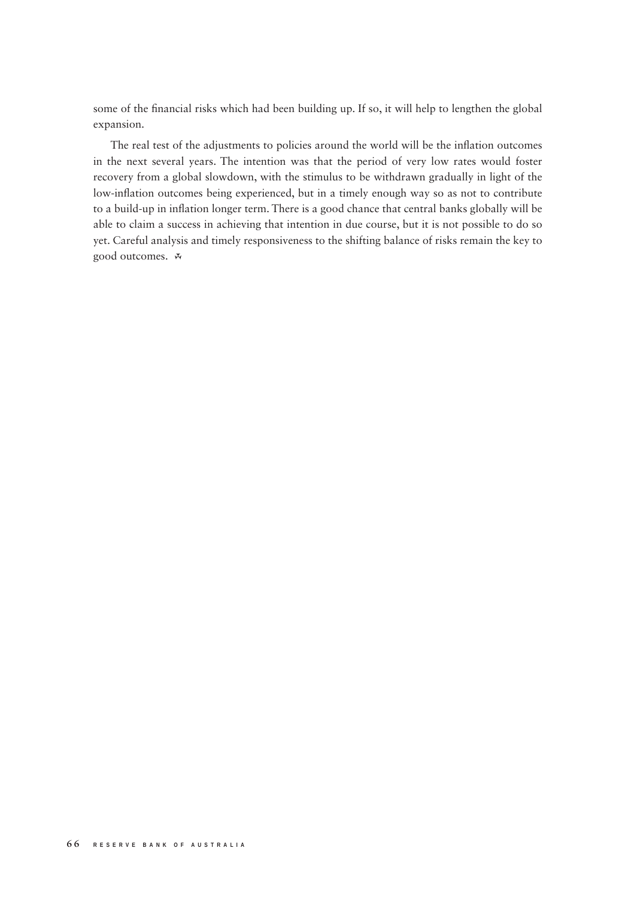some of the financial risks which had been building up. If so, it will help to lengthen the global expansion.

The real test of the adjustments to policies around the world will be the inflation outcomes in the next several years. The intention was that the period of very low rates would foster recovery from a global slowdown, with the stimulus to be withdrawn gradually in light of the low-inflation outcomes being experienced, but in a timely enough way so as not to contribute to a build-up in inflation longer term. There is a good chance that central banks globally will be able to claim a success in achieving that intention in due course, but it is not possible to do so yet. Careful analysis and timely responsiveness to the shifting balance of risks remain the key to good outcomes.